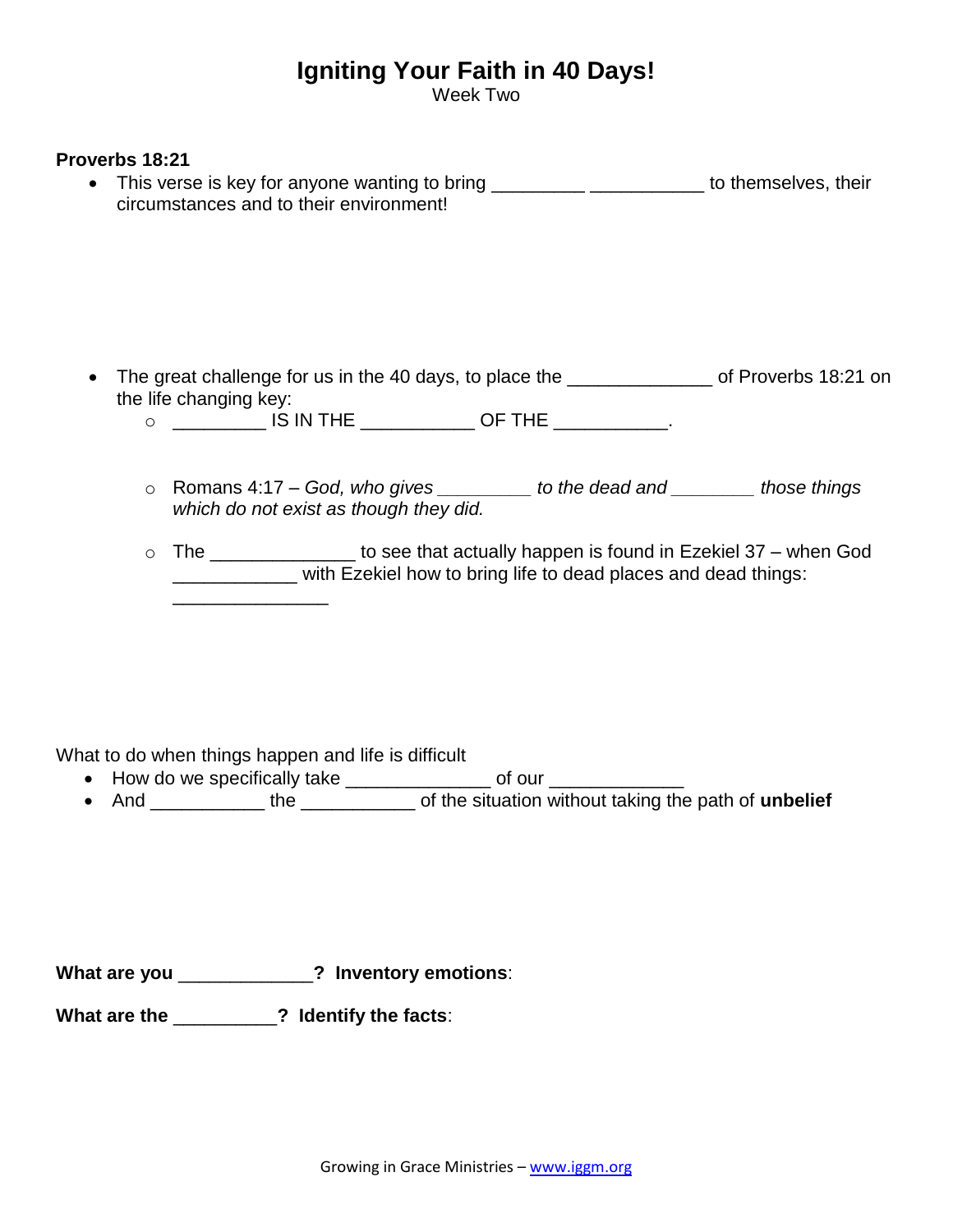# Igniting Your Faith in 40 Days!

Week Two

**Proverbs 18:21**

- This verse is key for anyone wanting to bring _________ ___________ to themselves, their circumstances and to their environment!

- The great challenge for us in the 40 days, to place the ______________ of Proverbs 18:21 on the life changing key:
  - _________ IS IN THE ___________ OF THE ___________.
  - Romans 4:17 – *God, who gives _________ to the dead and ________ those things which do not exist as though they did.*
  - The ______________ to see that actually happen is found in Ezekiel 37 – when God ____________ with Ezekiel how to bring life to dead places and dead things: _______________

What to do when things happen and life is difficult

- How do we specifically take ______________ of our _____________
- And ___________ the ___________ of the situation without taking the path of **unbelief**

**What are you _____________? Inventory emotions**:

**What are the __________? Identify the facts**:

Growing in Grace Ministries – www.iggm.org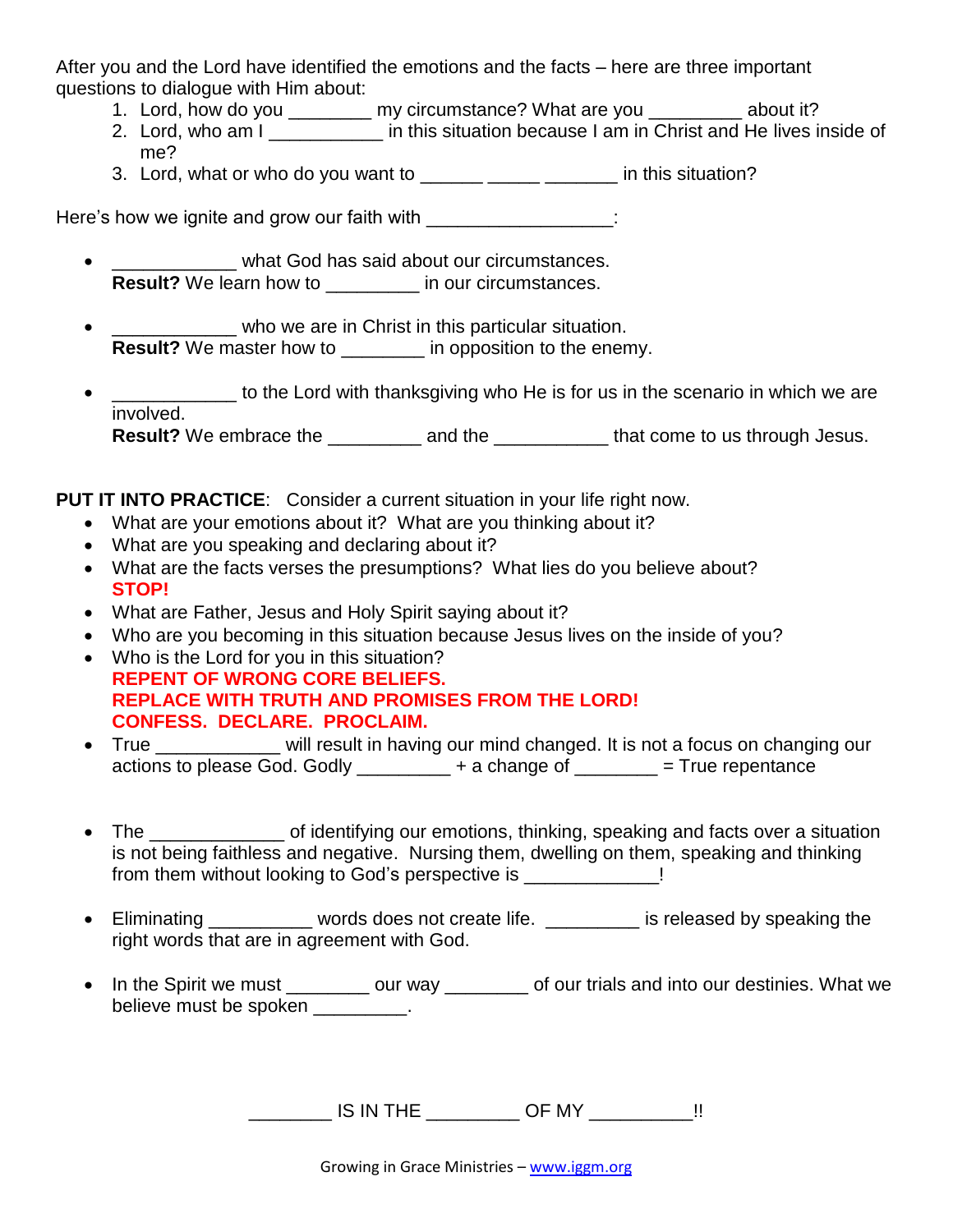After you and the Lord have identified the emotions and the facts – here are three important questions to dialogue with Him about:

1. Lord, how do you ________ my circumstance? What are you _________ about it?
2. Lord, who am I ___________ in this situation because I am in Christ and He lives inside of me?
3. Lord, what or who do you want to ______ _____ _______ in this situation?

Here's how we ignite and grow our faith with _________________:

- ____________ what God has said about our circumstances.
  **Result?** We learn how to _________ in our circumstances.

- ____________ who we are in Christ in this particular situation.
  **Result?** We master how to ________ in opposition to the enemy.

- ____________ to the Lord with thanksgiving who He is for us in the scenario in which we are involved.
  **Result?** We embrace the _________ and the ___________ that come to us through Jesus.

**PUT IT INTO PRACTICE**: Consider a current situation in your life right now.

- What are your emotions about it? What are you thinking about it?
- What are you speaking and declaring about it?
- What are the facts verses the presumptions? What lies do you believe about?
  **STOP!**
- What are Father, Jesus and Holy Spirit saying about it?
- Who are you becoming in this situation because Jesus lives on the inside of you?
- Who is the Lord for you in this situation?
  **REPENT OF WRONG CORE BELIEFS.**
  **REPLACE WITH TRUTH AND PROMISES FROM THE LORD!**
  **CONFESS. DECLARE. PROCLAIM.**
- True ____________ will result in having our mind changed. It is not a focus on changing our actions to please God. Godly _________ + a change of ________ = True repentance

- The _____________ of identifying our emotions, thinking, speaking and facts over a situation is not being faithless and negative. Nursing them, dwelling on them, speaking and thinking from them without looking to God's perspective is _____________!

- Eliminating __________ words does not create life. _________ is released by speaking the right words that are in agreement with God.

- In the Spirit we must ________ our way ________ of our trials and into our destinies. What we believe must be spoken _________.

________ IS IN THE _________ OF MY __________!!

Growing in Grace Ministries – www.iggm.org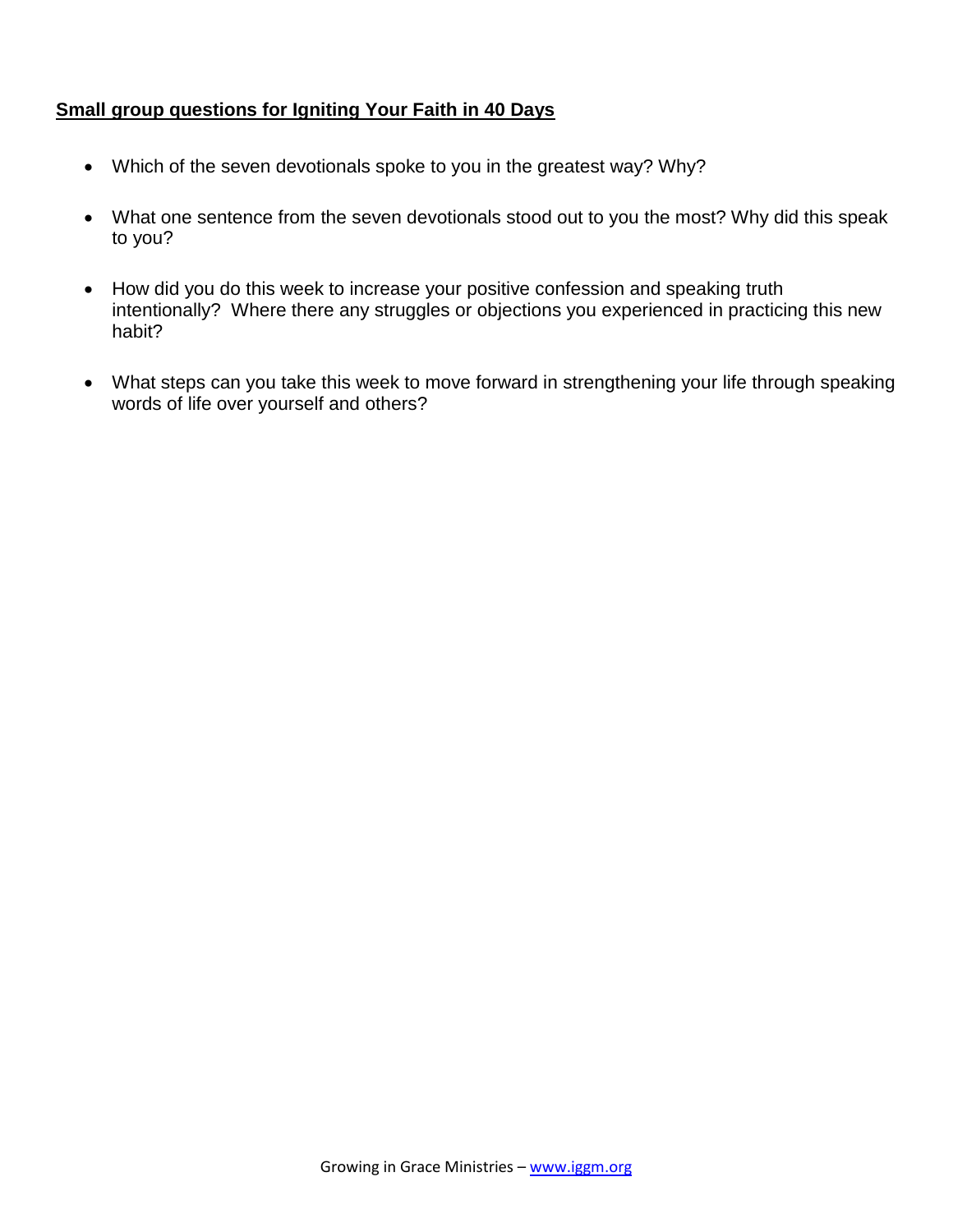**Small group questions for Igniting Your Faith in 40 Days**

- Which of the seven devotionals spoke to you in the greatest way? Why?
- What one sentence from the seven devotionals stood out to you the most? Why did this speak to you?
- How did you do this week to increase your positive confession and speaking truth intentionally? Where there any struggles or objections you experienced in practicing this new habit?
- What steps can you take this week to move forward in strengthening your life through speaking words of life over yourself and others?

Growing in Grace Ministries – www.iggm.org